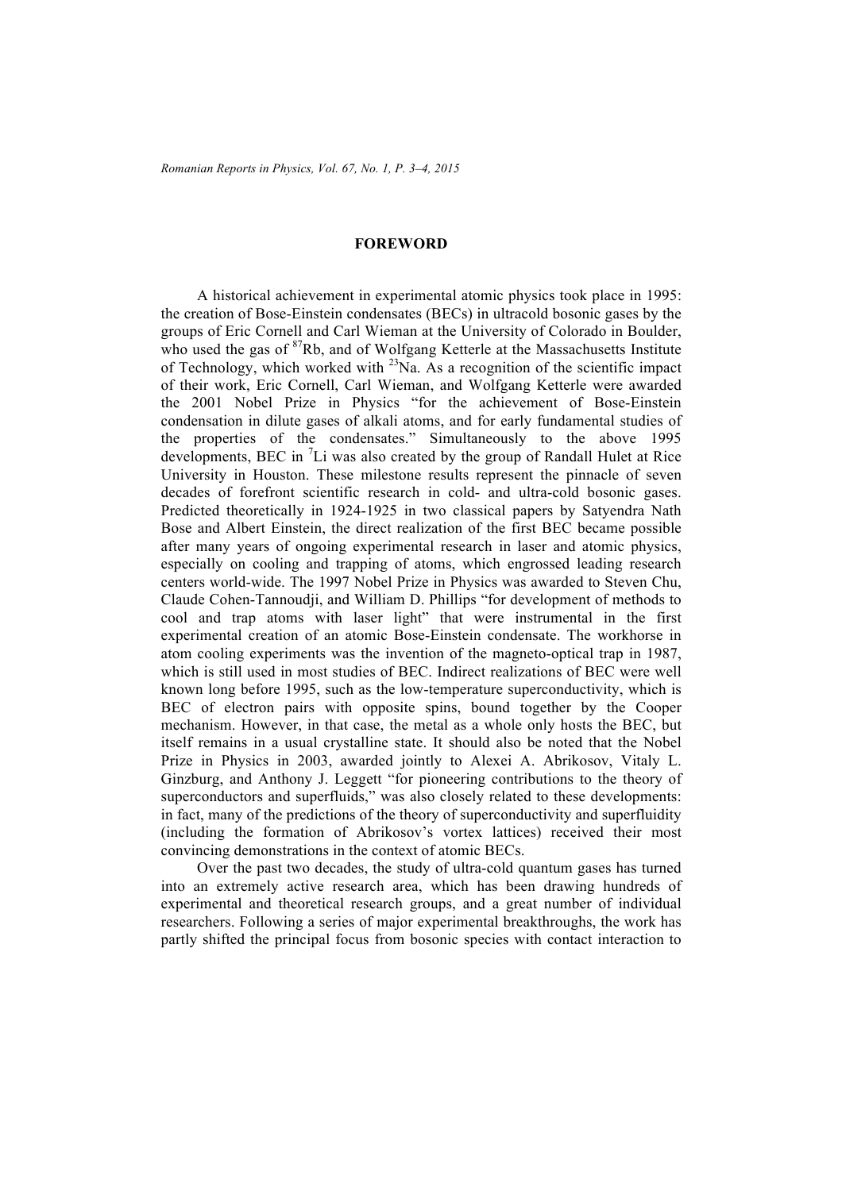# FOREWORD

A historical achievement in experimental atomic physics took place in 1995: the creation of Bose-Einstein condensates (BECs) in ultracold bosonic gases by the groups of Eric Cornell and Carl Wieman at the University of Colorado in Boulder, who used the gas of $^{87}$Rb, and of Wolfgang Ketterle at the Massachusetts Institute of Technology, which worked with $^{23}$Na. As a recognition of the scientific impact of their work, Eric Cornell, Carl Wieman, and Wolfgang Ketterle were awarded the 2001 Nobel Prize in Physics "for the achievement of Bose-Einstein condensation in dilute gases of alkali atoms, and for early fundamental studies of the properties of the condensates." Simultaneously to the above 1995 developments, BEC in $^{7}$Li was also created by the group of Randall Hulet at Rice University in Houston. These milestone results represent the pinnacle of seven decades of forefront scientific research in cold- and ultra-cold bosonic gases. Predicted theoretically in 1924-1925 in two classical papers by Satyendra Nath Bose and Albert Einstein, the direct realization of the first BEC became possible after many years of ongoing experimental research in laser and atomic physics, especially on cooling and trapping of atoms, which engrossed leading research centers world-wide. The 1997 Nobel Prize in Physics was awarded to Steven Chu, Claude Cohen-Tannoudji, and William D. Phillips "for development of methods to cool and trap atoms with laser light" that were instrumental in the first experimental creation of an atomic Bose-Einstein condensate. The workhorse in atom cooling experiments was the invention of the magneto-optical trap in 1987, which is still used in most studies of BEC. Indirect realizations of BEC were well known long before 1995, such as the low-temperature superconductivity, which is BEC of electron pairs with opposite spins, bound together by the Cooper mechanism. However, in that case, the metal as a whole only hosts the BEC, but itself remains in a usual crystalline state. It should also be noted that the Nobel Prize in Physics in 2003, awarded jointly to Alexei A. Abrikosov, Vitaly L. Ginzburg, and Anthony J. Leggett "for pioneering contributions to the theory of superconductors and superfluids," was also closely related to these developments: in fact, many of the predictions of the theory of superconductivity and superfluidity (including the formation of Abrikosov's vortex lattices) received their most convincing demonstrations in the context of atomic BECs.

Over the past two decades, the study of ultra-cold quantum gases has turned into an extremely active research area, which has been drawing hundreds of experimental and theoretical research groups, and a great number of individual researchers. Following a series of major experimental breakthroughs, the work has partly shifted the principal focus from bosonic species with contact interaction to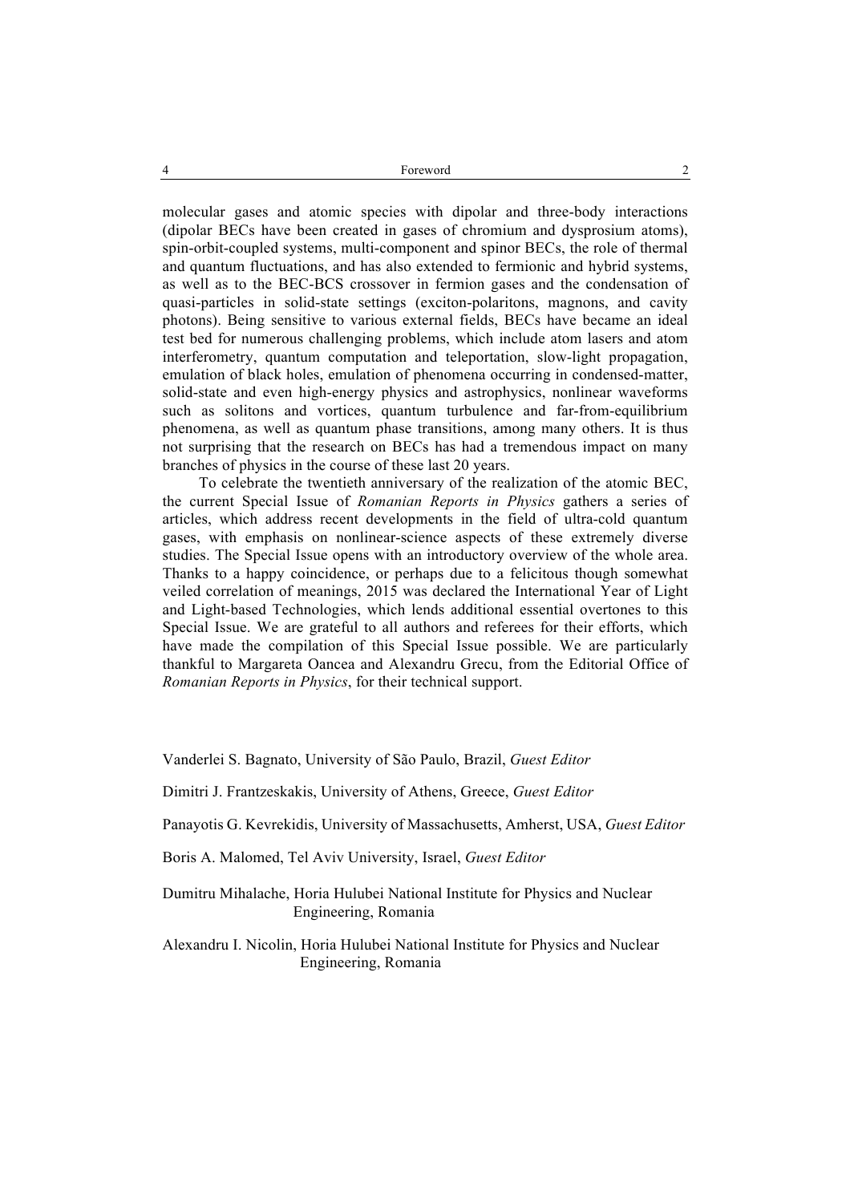molecular gases and atomic species with dipolar and three-body interactions (dipolar BECs have been created in gases of chromium and dysprosium atoms), spin-orbit-coupled systems, multi-component and spinor BECs, the role of thermal and quantum fluctuations, and has also extended to fermionic and hybrid systems, as well as to the BEC-BCS crossover in fermion gases and the condensation of quasi-particles in solid-state settings (exciton-polaritons, magnons, and cavity photons). Being sensitive to various external fields, BECs have became an ideal test bed for numerous challenging problems, which include atom lasers and atom interferometry, quantum computation and teleportation, slow-light propagation, emulation of black holes, emulation of phenomena occurring in condensed-matter, solid-state and even high-energy physics and astrophysics, nonlinear waveforms such as solitons and vortices, quantum turbulence and far-from-equilibrium phenomena, as well as quantum phase transitions, among many others. It is thus not surprising that the research on BECs has had a tremendous impact on many branches of physics in the course of these last 20 years.

To celebrate the twentieth anniversary of the realization of the atomic BEC, the current Special Issue of *Romanian Reports in Physics* gathers a series of articles, which address recent developments in the field of ultra-cold quantum gases, with emphasis on nonlinear-science aspects of these extremely diverse studies. The Special Issue opens with an introductory overview of the whole area. Thanks to a happy coincidence, or perhaps due to a felicitous though somewhat veiled correlation of meanings, 2015 was declared the International Year of Light and Light-based Technologies, which lends additional essential overtones to this Special Issue. We are grateful to all authors and referees for their efforts, which have made the compilation of this Special Issue possible. We are particularly thankful to Margareta Oancea and Alexandru Grecu, from the Editorial Office of *Romanian Reports in Physics*, for their technical support.

Vanderlei S. Bagnato, University of São Paulo, Brazil, *Guest Editor*

Dimitri J. Frantzeskakis, University of Athens, Greece, *Guest Editor*

Panayotis G. Kevrekidis, University of Massachusetts, Amherst, USA, *Guest Editor*

Boris A. Malomed, Tel Aviv University, Israel, *Guest Editor*

Dumitru Mihalache, Horia Hulubei National Institute for Physics and Nuclear Engineering, Romania

Alexandru I. Nicolin, Horia Hulubei National Institute for Physics and Nuclear Engineering, Romania